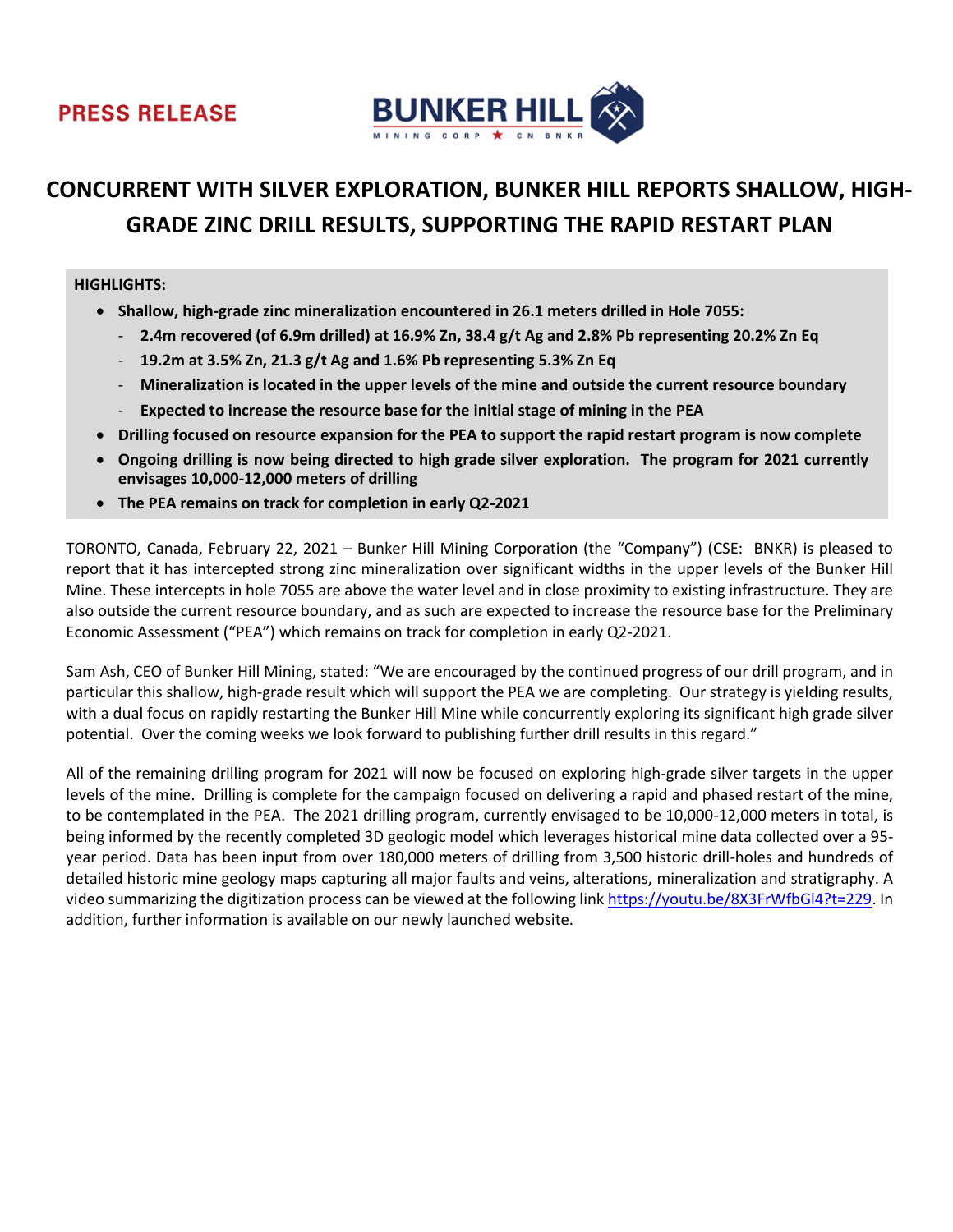**PRESS RELEASE**

**BUNKER HILL** MINING CORP ★ CN BNKR

# CONCURRENT WITH SILVER EXPLORATION, BUNKER HILL REPORTS SHALLOW, HIGH-GRADE ZINC DRILL RESULTS, SUPPORTING THE RAPID RESTART PLAN

**HIGHLIGHTS:**

- **Shallow, high-grade zinc mineralization encountered in 26.1 meters drilled in Hole 7055:**
  - **2.4m recovered (of 6.9m drilled) at 16.9% Zn, 38.4 g/t Ag and 2.8% Pb representing 20.2% Zn Eq**
  - **19.2m at 3.5% Zn, 21.3 g/t Ag and 1.6% Pb representing 5.3% Zn Eq**
  - **Mineralization is located in the upper levels of the mine and outside the current resource boundary**
  - **Expected to increase the resource base for the initial stage of mining in the PEA**
- **Drilling focused on resource expansion for the PEA to support the rapid restart program is now complete**
- **Ongoing drilling is now being directed to high grade silver exploration. The program for 2021 currently envisages 10,000-12,000 meters of drilling**
- **The PEA remains on track for completion in early Q2-2021**

TORONTO, Canada, February 22, 2021 – Bunker Hill Mining Corporation (the "Company") (CSE: BNKR) is pleased to report that it has intercepted strong zinc mineralization over significant widths in the upper levels of the Bunker Hill Mine. These intercepts in hole 7055 are above the water level and in close proximity to existing infrastructure. They are also outside the current resource boundary, and as such are expected to increase the resource base for the Preliminary Economic Assessment ("PEA") which remains on track for completion in early Q2-2021.

Sam Ash, CEO of Bunker Hill Mining, stated: "We are encouraged by the continued progress of our drill program, and in particular this shallow, high-grade result which will support the PEA we are completing. Our strategy is yielding results, with a dual focus on rapidly restarting the Bunker Hill Mine while concurrently exploring its significant high grade silver potential. Over the coming weeks we look forward to publishing further drill results in this regard."

All of the remaining drilling program for 2021 will now be focused on exploring high-grade silver targets in the upper levels of the mine. Drilling is complete for the campaign focused on delivering a rapid and phased restart of the mine, to be contemplated in the PEA. The 2021 drilling program, currently envisaged to be 10,000-12,000 meters in total, is being informed by the recently completed 3D geologic model which leverages historical mine data collected over a 95-year period. Data has been input from over 180,000 meters of drilling from 3,500 historic drill-holes and hundreds of detailed historic mine geology maps capturing all major faults and veins, alterations, mineralization and stratigraphy. A video summarizing the digitization process can be viewed at the following link https://youtu.be/8X3FrWfbGl4?t=229. In addition, further information is available on our newly launched website.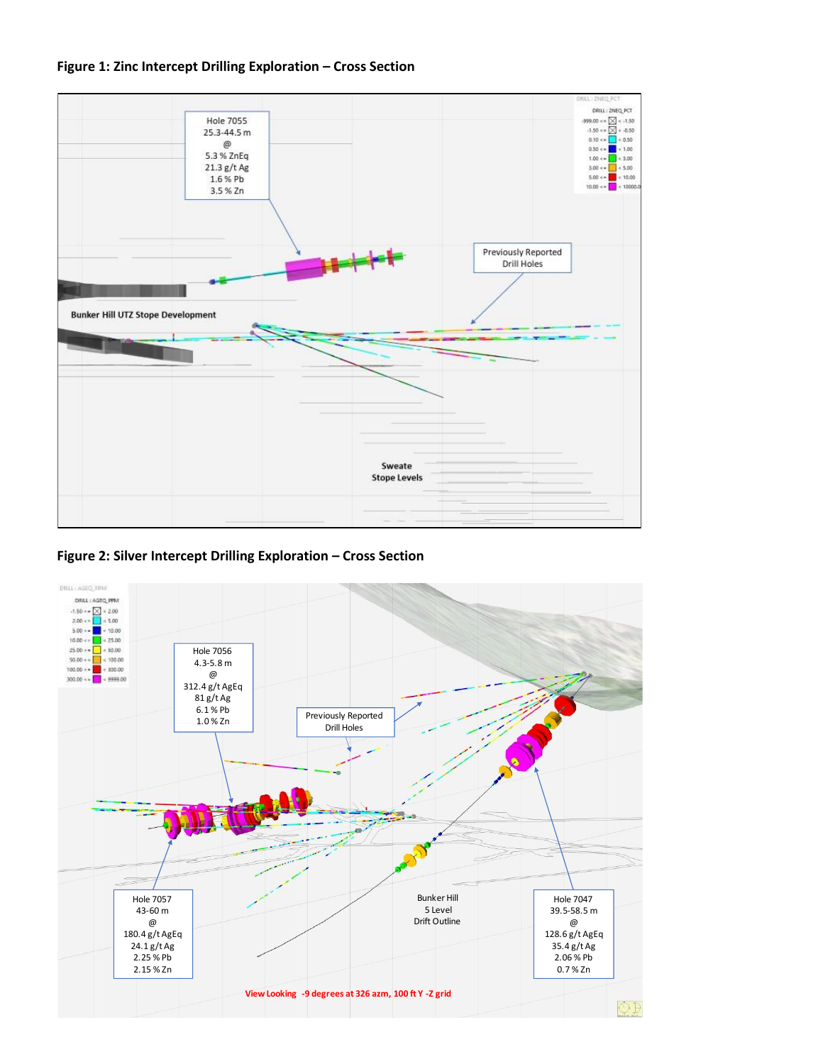**Figure 1: Zinc Intercept Drilling Exploration – Cross Section**

Hole 7055
25.3-44.5 m
@
5.3 % ZnEq
21.3 g/t Ag
1.6 % Pb
3.5 % Zn

Previously Reported Drill Holes

Bunker Hill UTZ Stope Development

Sweate Stope Levels

**Figure 2: Silver Intercept Drilling Exploration – Cross Section**

Hole 7056
4.3-5.8 m
@
312.4 g/t AgEq
81 g/t Ag
6.1 % Pb
1.0 % Zn

Previously Reported Drill Holes

Hole 7057
43-60 m
@
180.4 g/t AgEq
24.1 g/t Ag
2.25 % Pb
2.15 % Zn

Bunker Hill 5 Level Drift Outline

Hole 7047
39.5-58.5 m
@
128.6 g/t AgEq
35.4 g/t Ag
2.06 % Pb
0.7 % Zn

View Looking -9 degrees at 326 azm, 100 ft Y -Z grid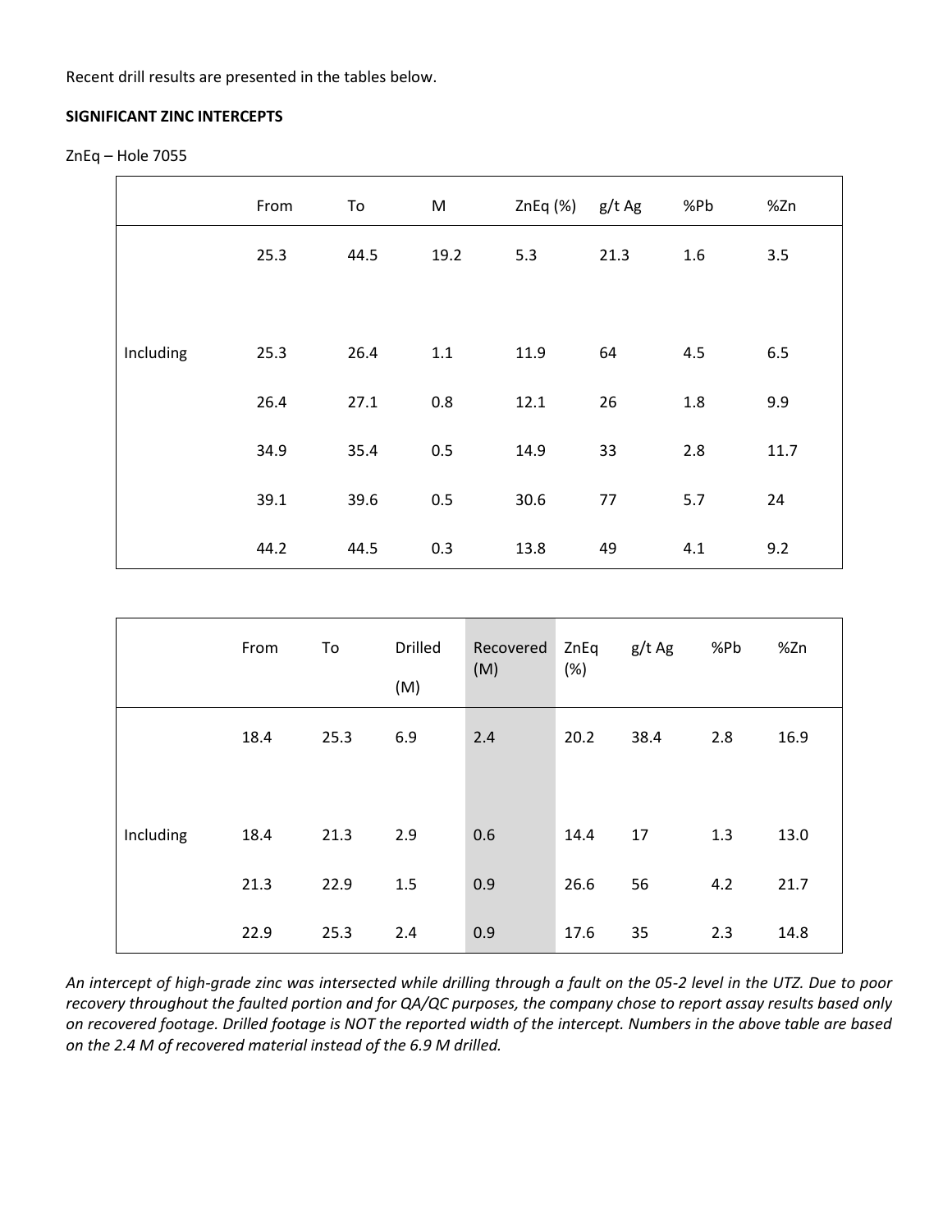Recent drill results are presented in the tables below.

**SIGNIFICANT ZINC INTERCEPTS**

ZnEq – Hole 7055

| | From | To | M | ZnEq (%) | g/t Ag | %Pb | %Zn |
|---|---|---|---|---|---|---|---|
| | 25.3 | 44.5 | 19.2 | 5.3 | 21.3 | 1.6 | 3.5 |
| Including | 25.3 | 26.4 | 1.1 | 11.9 | 64 | 4.5 | 6.5 |
| | 26.4 | 27.1 | 0.8 | 12.1 | 26 | 1.8 | 9.9 |
| | 34.9 | 35.4 | 0.5 | 14.9 | 33 | 2.8 | 11.7 |
| | 39.1 | 39.6 | 0.5 | 30.6 | 77 | 5.7 | 24 |
| | 44.2 | 44.5 | 0.3 | 13.8 | 49 | 4.1 | 9.2 |

| | From | To | Drilled (M) | Recovered (M) | ZnEq (%) | g/t Ag | %Pb | %Zn |
|---|---|---|---|---|---|---|---|---|
| | 18.4 | 25.3 | 6.9 | 2.4 | 20.2 | 38.4 | 2.8 | 16.9 |
| Including | 18.4 | 21.3 | 2.9 | 0.6 | 14.4 | 17 | 1.3 | 13.0 |
| | 21.3 | 22.9 | 1.5 | 0.9 | 26.6 | 56 | 4.2 | 21.7 |
| | 22.9 | 25.3 | 2.4 | 0.9 | 17.6 | 35 | 2.3 | 14.8 |

*An intercept of high-grade zinc was intersected while drilling through a fault on the 05-2 level in the UTZ. Due to poor recovery throughout the faulted portion and for QA/QC purposes, the company chose to report assay results based only on recovered footage. Drilled footage is NOT the reported width of the intercept. Numbers in the above table are based on the 2.4 M of recovered material instead of the 6.9 M drilled.*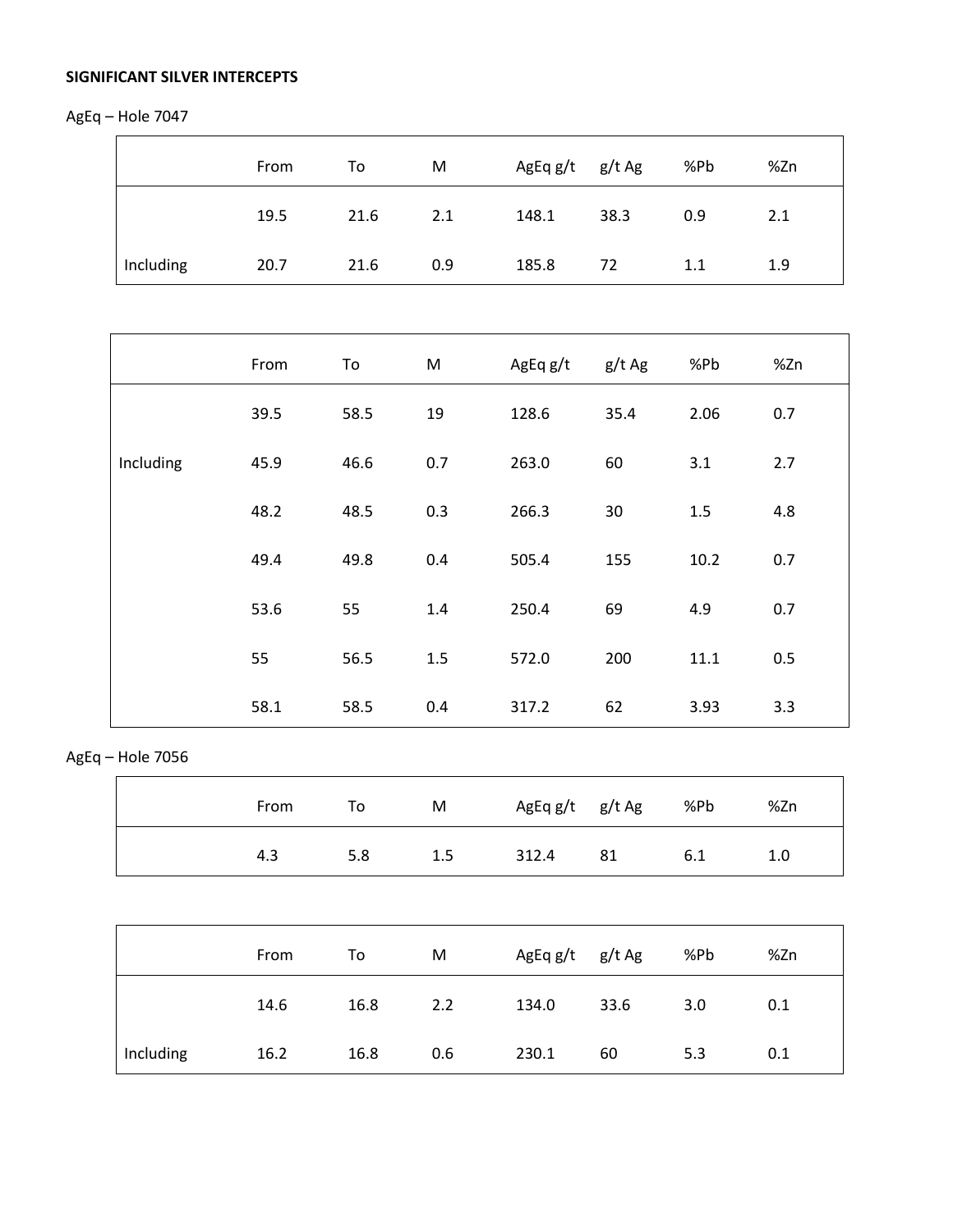**SIGNIFICANT SILVER INTERCEPTS**

AgEq – Hole 7047

| | From | To | M | AgEq g/t | g/t Ag | %Pb | %Zn |
|---|---|---|---|---|---|---|---|
| | 19.5 | 21.6 | 2.1 | 148.1 | 38.3 | 0.9 | 2.1 |
| Including | 20.7 | 21.6 | 0.9 | 185.8 | 72 | 1.1 | 1.9 |

| | From | To | M | AgEq g/t | g/t Ag | %Pb | %Zn |
|---|---|---|---|---|---|---|---|
| | 39.5 | 58.5 | 19 | 128.6 | 35.4 | 2.06 | 0.7 |
| Including | 45.9 | 46.6 | 0.7 | 263.0 | 60 | 3.1 | 2.7 |
| | 48.2 | 48.5 | 0.3 | 266.3 | 30 | 1.5 | 4.8 |
| | 49.4 | 49.8 | 0.4 | 505.4 | 155 | 10.2 | 0.7 |
| | 53.6 | 55 | 1.4 | 250.4 | 69 | 4.9 | 0.7 |
| | 55 | 56.5 | 1.5 | 572.0 | 200 | 11.1 | 0.5 |
| | 58.1 | 58.5 | 0.4 | 317.2 | 62 | 3.93 | 3.3 |

AgEq – Hole 7056

| | From | To | M | AgEq g/t | g/t Ag | %Pb | %Zn |
|---|---|---|---|---|---|---|---|
| | 4.3 | 5.8 | 1.5 | 312.4 | 81 | 6.1 | 1.0 |

| | From | To | M | AgEq g/t | g/t Ag | %Pb | %Zn |
|---|---|---|---|---|---|---|---|
| | 14.6 | 16.8 | 2.2 | 134.0 | 33.6 | 3.0 | 0.1 |
| Including | 16.2 | 16.8 | 0.6 | 230.1 | 60 | 5.3 | 0.1 |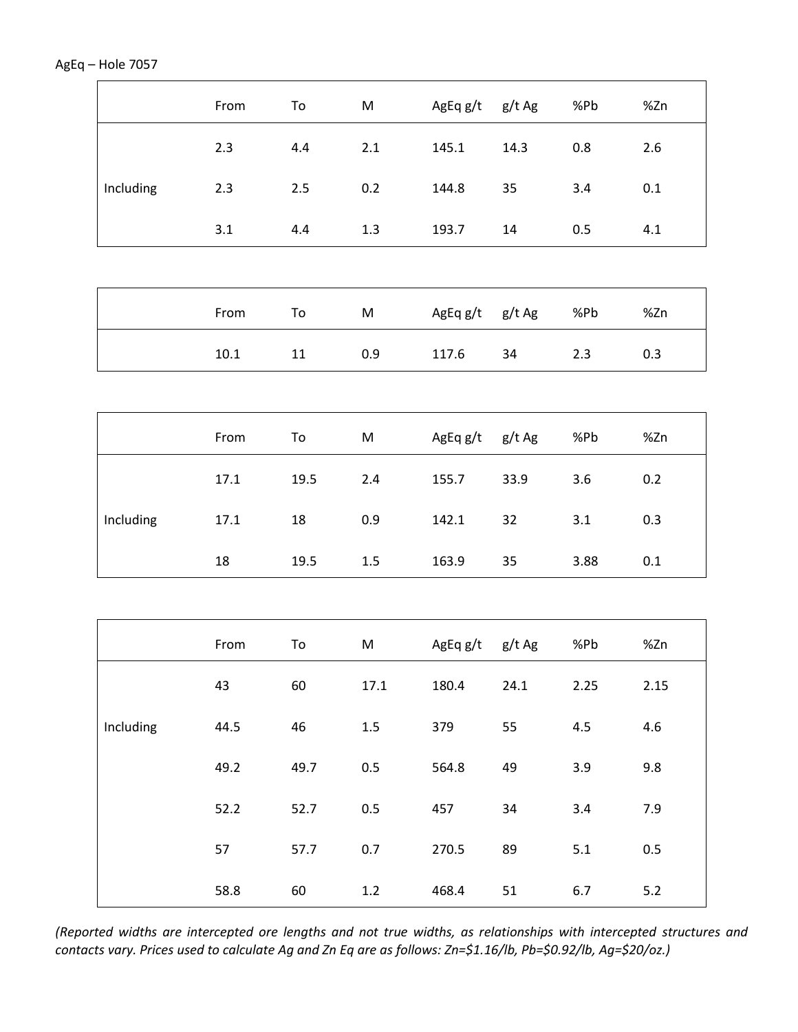AgEq – Hole 7057

| | From | To | M | AgEq g/t | g/t Ag | %Pb | %Zn |
|---|---|---|---|---|---|---|---|
| | 2.3 | 4.4 | 2.1 | 145.1 | 14.3 | 0.8 | 2.6 |
| Including | 2.3 | 2.5 | 0.2 | 144.8 | 35 | 3.4 | 0.1 |
| | 3.1 | 4.4 | 1.3 | 193.7 | 14 | 0.5 | 4.1 |

| | From | To | M | AgEq g/t | g/t Ag | %Pb | %Zn |
|---|---|---|---|---|---|---|---|
| | 10.1 | 11 | 0.9 | 117.6 | 34 | 2.3 | 0.3 |

| | From | To | M | AgEq g/t | g/t Ag | %Pb | %Zn |
|---|---|---|---|---|---|---|---|
| | 17.1 | 19.5 | 2.4 | 155.7 | 33.9 | 3.6 | 0.2 |
| Including | 17.1 | 18 | 0.9 | 142.1 | 32 | 3.1 | 0.3 |
| | 18 | 19.5 | 1.5 | 163.9 | 35 | 3.88 | 0.1 |

| | From | To | M | AgEq g/t | g/t Ag | %Pb | %Zn |
|---|---|---|---|---|---|---|---|
| | 43 | 60 | 17.1 | 180.4 | 24.1 | 2.25 | 2.15 |
| Including | 44.5 | 46 | 1.5 | 379 | 55 | 4.5 | 4.6 |
| | 49.2 | 49.7 | 0.5 | 564.8 | 49 | 3.9 | 9.8 |
| | 52.2 | 52.7 | 0.5 | 457 | 34 | 3.4 | 7.9 |
| | 57 | 57.7 | 0.7 | 270.5 | 89 | 5.1 | 0.5 |
| | 58.8 | 60 | 1.2 | 468.4 | 51 | 6.7 | 5.2 |

*(Reported widths are intercepted ore lengths and not true widths, as relationships with intercepted structures and contacts vary. Prices used to calculate Ag and Zn Eq are as follows: Zn=$1.16/lb, Pb=$0.92/lb, Ag=$20/oz.)*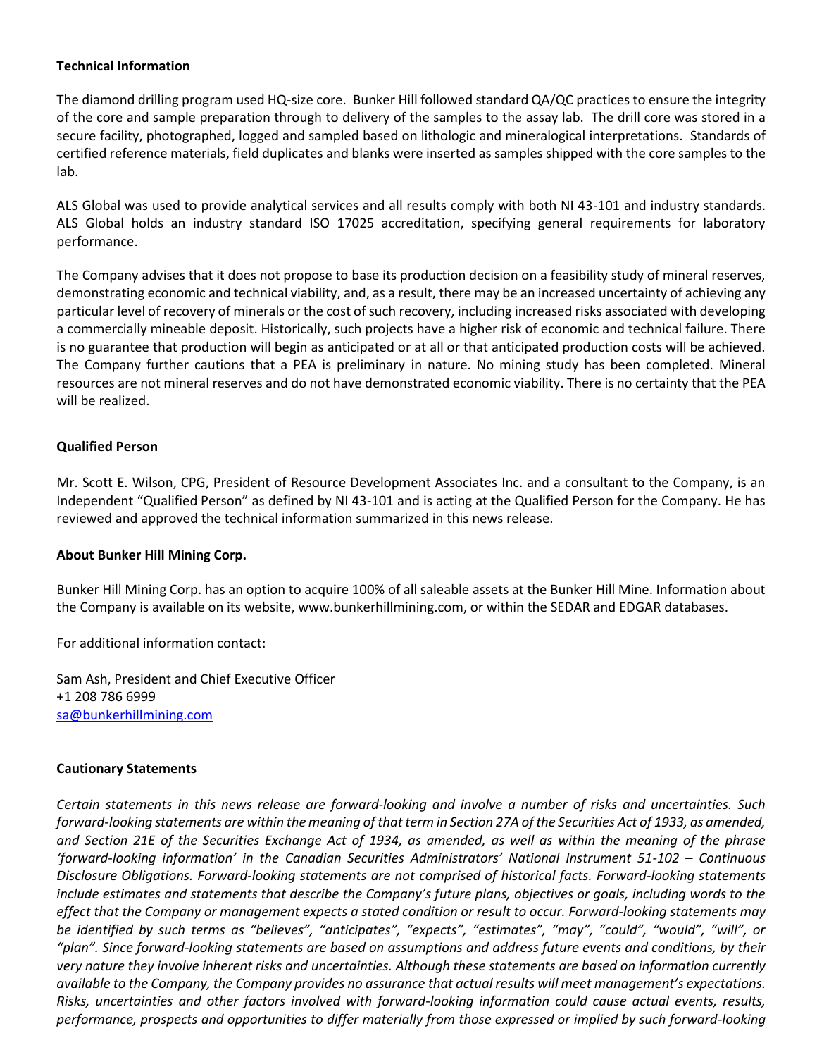**Technical Information**

The diamond drilling program used HQ-size core. Bunker Hill followed standard QA/QC practices to ensure the integrity of the core and sample preparation through to delivery of the samples to the assay lab. The drill core was stored in a secure facility, photographed, logged and sampled based on lithologic and mineralogical interpretations. Standards of certified reference materials, field duplicates and blanks were inserted as samples shipped with the core samples to the lab.

ALS Global was used to provide analytical services and all results comply with both NI 43-101 and industry standards. ALS Global holds an industry standard ISO 17025 accreditation, specifying general requirements for laboratory performance.

The Company advises that it does not propose to base its production decision on a feasibility study of mineral reserves, demonstrating economic and technical viability, and, as a result, there may be an increased uncertainty of achieving any particular level of recovery of minerals or the cost of such recovery, including increased risks associated with developing a commercially mineable deposit. Historically, such projects have a higher risk of economic and technical failure. There is no guarantee that production will begin as anticipated or at all or that anticipated production costs will be achieved. The Company further cautions that a PEA is preliminary in nature. No mining study has been completed. Mineral resources are not mineral reserves and do not have demonstrated economic viability. There is no certainty that the PEA will be realized.

**Qualified Person**

Mr. Scott E. Wilson, CPG, President of Resource Development Associates Inc. and a consultant to the Company, is an Independent "Qualified Person" as defined by NI 43-101 and is acting at the Qualified Person for the Company. He has reviewed and approved the technical information summarized in this news release.

**About Bunker Hill Mining Corp.**

Bunker Hill Mining Corp. has an option to acquire 100% of all saleable assets at the Bunker Hill Mine. Information about the Company is available on its website, www.bunkerhillmining.com, or within the SEDAR and EDGAR databases.

For additional information contact:

Sam Ash, President and Chief Executive Officer
+1 208 786 6999
sa@bunkerhillmining.com

**Cautionary Statements**

*Certain statements in this news release are forward-looking and involve a number of risks and uncertainties. Such forward-looking statements are within the meaning of that term in Section 27A of the Securities Act of 1933, as amended, and Section 21E of the Securities Exchange Act of 1934, as amended, as well as within the meaning of the phrase 'forward-looking information' in the Canadian Securities Administrators' National Instrument 51-102 – Continuous Disclosure Obligations. Forward-looking statements are not comprised of historical facts. Forward-looking statements include estimates and statements that describe the Company's future plans, objectives or goals, including words to the effect that the Company or management expects a stated condition or result to occur. Forward-looking statements may be identified by such terms as "believes", "anticipates", "expects", "estimates", "may", "could", "would", "will", or "plan". Since forward-looking statements are based on assumptions and address future events and conditions, by their very nature they involve inherent risks and uncertainties. Although these statements are based on information currently available to the Company, the Company provides no assurance that actual results will meet management's expectations. Risks, uncertainties and other factors involved with forward-looking information could cause actual events, results, performance, prospects and opportunities to differ materially from those expressed or implied by such forward-looking*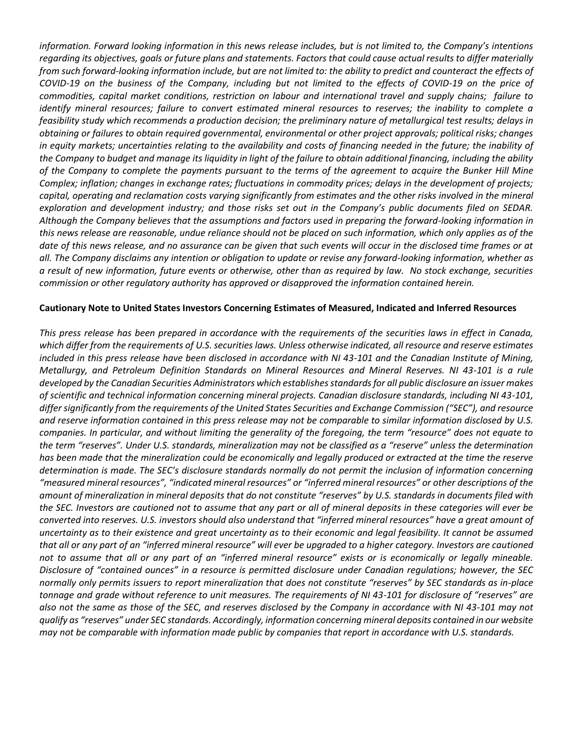*information. Forward looking information in this news release includes, but is not limited to, the Company's intentions regarding its objectives, goals or future plans and statements. Factors that could cause actual results to differ materially from such forward-looking information include, but are not limited to: the ability to predict and counteract the effects of COVID-19 on the business of the Company, including but not limited to the effects of COVID-19 on the price of commodities, capital market conditions, restriction on labour and international travel and supply chains; failure to identify mineral resources; failure to convert estimated mineral resources to reserves; the inability to complete a feasibility study which recommends a production decision; the preliminary nature of metallurgical test results; delays in obtaining or failures to obtain required governmental, environmental or other project approvals; political risks; changes in equity markets; uncertainties relating to the availability and costs of financing needed in the future; the inability of the Company to budget and manage its liquidity in light of the failure to obtain additional financing, including the ability of the Company to complete the payments pursuant to the terms of the agreement to acquire the Bunker Hill Mine Complex; inflation; changes in exchange rates; fluctuations in commodity prices; delays in the development of projects; capital, operating and reclamation costs varying significantly from estimates and the other risks involved in the mineral exploration and development industry; and those risks set out in the Company's public documents filed on SEDAR. Although the Company believes that the assumptions and factors used in preparing the forward-looking information in this news release are reasonable, undue reliance should not be placed on such information, which only applies as of the date of this news release, and no assurance can be given that such events will occur in the disclosed time frames or at all. The Company disclaims any intention or obligation to update or revise any forward-looking information, whether as a result of new information, future events or otherwise, other than as required by law. No stock exchange, securities commission or other regulatory authority has approved or disapproved the information contained herein.*

**Cautionary Note to United States Investors Concerning Estimates of Measured, Indicated and Inferred Resources**

*This press release has been prepared in accordance with the requirements of the securities laws in effect in Canada, which differ from the requirements of U.S. securities laws. Unless otherwise indicated, all resource and reserve estimates included in this press release have been disclosed in accordance with NI 43-101 and the Canadian Institute of Mining, Metallurgy, and Petroleum Definition Standards on Mineral Resources and Mineral Reserves. NI 43-101 is a rule developed by the Canadian Securities Administrators which establishes standards for all public disclosure an issuer makes of scientific and technical information concerning mineral projects. Canadian disclosure standards, including NI 43-101, differ significantly from the requirements of the United States Securities and Exchange Commission ("SEC"), and resource and reserve information contained in this press release may not be comparable to similar information disclosed by U.S. companies. In particular, and without limiting the generality of the foregoing, the term "resource" does not equate to the term "reserves". Under U.S. standards, mineralization may not be classified as a "reserve" unless the determination has been made that the mineralization could be economically and legally produced or extracted at the time the reserve determination is made. The SEC's disclosure standards normally do not permit the inclusion of information concerning "measured mineral resources", "indicated mineral resources" or "inferred mineral resources" or other descriptions of the amount of mineralization in mineral deposits that do not constitute "reserves" by U.S. standards in documents filed with the SEC. Investors are cautioned not to assume that any part or all of mineral deposits in these categories will ever be converted into reserves. U.S. investors should also understand that "inferred mineral resources" have a great amount of uncertainty as to their existence and great uncertainty as to their economic and legal feasibility. It cannot be assumed that all or any part of an "inferred mineral resource" will ever be upgraded to a higher category. Investors are cautioned not to assume that all or any part of an "inferred mineral resource" exists or is economically or legally mineable. Disclosure of "contained ounces" in a resource is permitted disclosure under Canadian regulations; however, the SEC normally only permits issuers to report mineralization that does not constitute "reserves" by SEC standards as in-place tonnage and grade without reference to unit measures. The requirements of NI 43-101 for disclosure of "reserves" are also not the same as those of the SEC, and reserves disclosed by the Company in accordance with NI 43-101 may not qualify as "reserves" under SEC standards. Accordingly, information concerning mineral deposits contained in our website may not be comparable with information made public by companies that report in accordance with U.S. standards.*